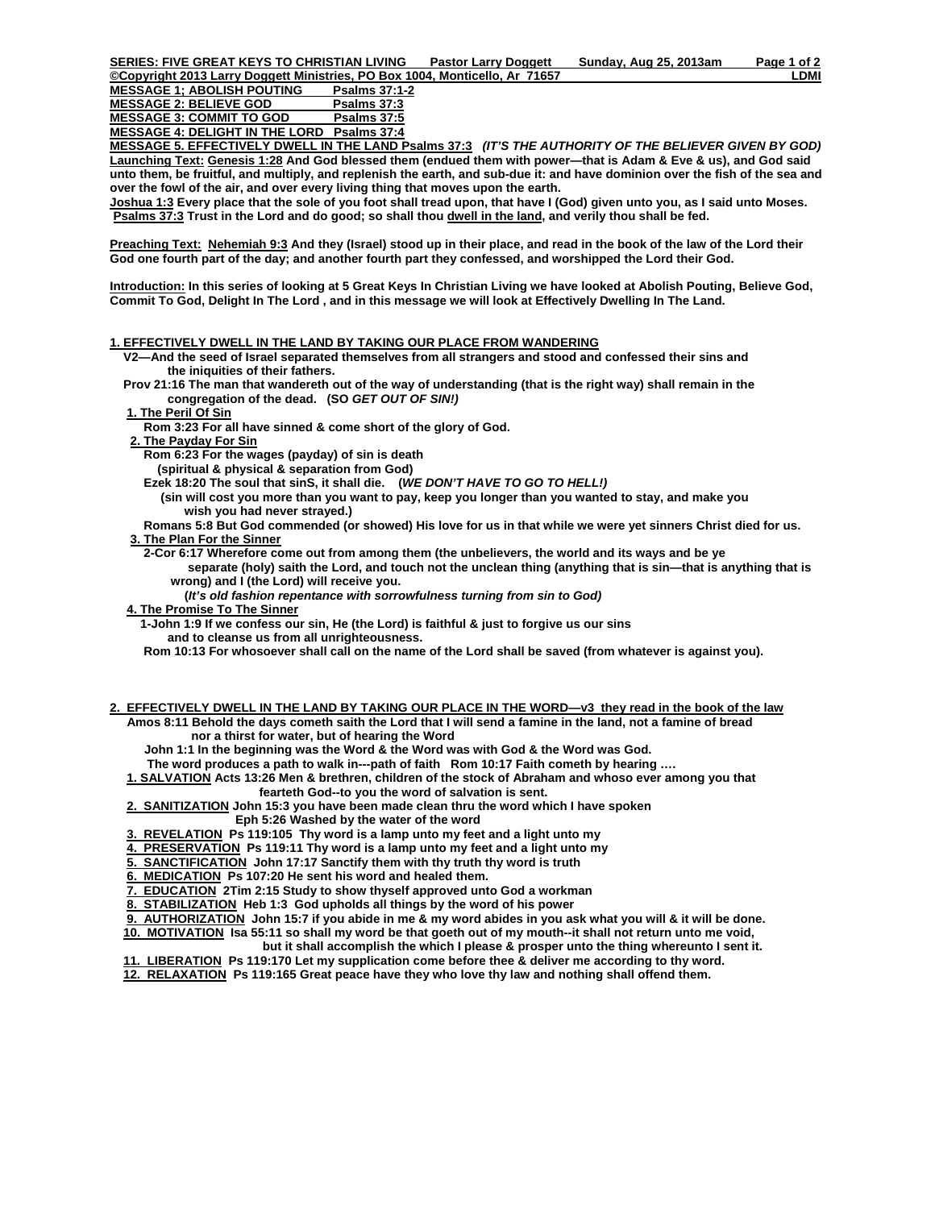**SERIES: FIVE GREAT KEYS TO CHRISTIAN LIVING     Pastor Larry Doggett     Sunday, Aug 25, 2013am**

**©Copyright 2013 Larry Doggett Ministries, PO Box 1004, Monticello, Ar 71657     LDMI**

**MESSAGE 1; ABOLISH POUTING     Psalms 37:1-2**
**MESSAGE 2: BELIEVE GOD     Psalms 37:3**
**MESSAGE 3: COMMIT TO GOD     Psalms 37:5**
**MESSAGE 4: DELIGHT IN THE LORD   Psalms 37:4**
**MESSAGE 5. EFFECTIVELY DWELL IN THE LAND Psalms 37:3** ***(IT'S THE AUTHORITY OF THE BELIEVER GIVEN BY GOD)***

**Launching Text: Genesis 1:28 And God blessed them (endued them with power—that is Adam & Eve & us), and God said unto them, be fruitful, and multiply, and replenish the earth, and sub-due it: and have dominion over the fish of the sea and over the fowl of the air, and over every living thing that moves upon the earth.**

**Joshua 1:3 Every place that the sole of you foot shall tread upon, that have I (God) given unto you, as I said unto Moses.**

**Psalms 37:3 Trust in the Lord and do good; so shall thou dwell in the land, and verily thou shall be fed.**

**Preaching Text: Nehemiah 9:3 And they (Israel) stood up in their place, and read in the book of the law of the Lord their God one fourth part of the day; and another fourth part they confessed, and worshipped the Lord their God.**

**Introduction: In this series of looking at 5 Great Keys In Christian Living we have looked at Abolish Pouting, Believe God, Commit To God, Delight In The Lord , and in this message we will look at Effectively Dwelling In The Land.**

## 1. EFFECTIVELY DWELL IN THE LAND BY TAKING OUR PLACE FROM WANDERING

**V2—And the seed of Israel separated themselves from all strangers and stood and confessed their sins and the iniquities of their fathers.**

**Prov 21:16 The man that wandereth out of the way of understanding (that is the right way) shall remain in the congregation of the dead. (SO** ***GET OUT OF SIN!)***

**1. The Peril Of Sin**

**Rom 3:23 For all have sinned & come short of the glory of God.**

**2. The Payday For Sin**

**Rom 6:23 For the wages (payday) of sin is death**
**(spiritual & physical & separation from God)**

**Ezek 18:20 The soul that sinS, it shall die. (*WE DON'T HAVE TO GO TO HELL!)***

**(sin will cost you more than you want to pay, keep you longer than you wanted to stay, and make you wish you had never strayed.)**

**Romans 5:8 But God commended (or showed) His love for us in that while we were yet sinners Christ died for us.**

**3. The Plan For the Sinner**

**2-Cor 6:17 Wherefore come out from among them (the unbelievers, the world and its ways and be ye separate (holy) saith the Lord, and touch not the unclean thing (anything that is sin—that is anything that is wrong) and I (the Lord) will receive you.**

**(*It's old fashion repentance with sorrowfulness turning from sin to God)***

**4. The Promise To The Sinner**

**1-John 1:9 If we confess our sin, He (the Lord) is faithful & just to forgive us our sins and to cleanse us from all unrighteousness.**

**Rom 10:13 For whosoever shall call on the name of the Lord shall be saved (from whatever is against you).**

## 2. EFFECTIVELY DWELL IN THE LAND BY TAKING OUR PLACE IN THE WORD—v3 they read in the book of the law

**Amos 8:11 Behold the days cometh saith the Lord that I will send a famine in the land, not a famine of bread nor a thirst for water, but of hearing the Word**

**John 1:1 In the beginning was the Word & the Word was with God & the Word was God.**

**The word produces a path to walk in---path of faith Rom 10:17 Faith cometh by hearing ….**

1. **SALVATION Acts 13:26 Men & brethren, children of the stock of Abraham and whoso ever among you that feareth God--to you the word of salvation is sent.**
2. **SANITIZATION John 15:3 you have been made clean thru the word which I have spoken**
   **Eph 5:26 Washed by the water of the word**
3. **REVELATION Ps 119:105 Thy word is a lamp unto my feet and a light unto my**
4. **PRESERVATION Ps 119:11 Thy word is a lamp unto my feet and a light unto my**
5. **SANCTIFICATION John 17:17 Sanctify them with thy truth thy word is truth**
6. **MEDICATION Ps 107:20 He sent his word and healed them.**
7. **EDUCATION 2Tim 2:15 Study to show thyself approved unto God a workman**
8. **STABILIZATION Heb 1:3 God upholds all things by the word of his power**
9. **AUTHORIZATION John 15:7 if you abide in me & my word abides in you ask what you will & it will be done.**
10. **MOTIVATION Isa 55:11 so shall my word be that goeth out of my mouth--it shall not return unto me void, but it shall accomplish the which I please & prosper unto the thing whereunto I sent it.**
11. **LIBERATION Ps 119:170 Let my supplication come before thee & deliver me according to thy word.**
12. **RELAXATION Ps 119:165 Great peace have they who love thy law and nothing shall offend them.**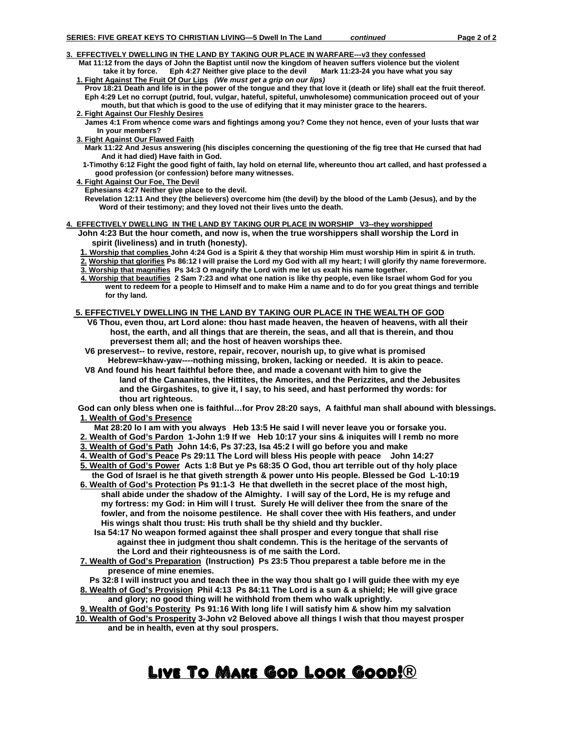## 3. EFFECTIVELY DWELLING IN THE LAND BY TAKING OUR PLACE IN WARFARE---v3 they confessed

**Mat 11:12 from the days of John the Baptist until now the kingdom of heaven suffers violence but the violent take it by force. Eph 4:27 Neither give place to the devil Mark 11:23-24 you have what you say**

**1. Fight Against The Fruit Of Our Lips** ***(We must get a grip on our lips)***

**Prov 18:21 Death and life is in the power of the tongue and they that love it (death or life) shall eat the fruit thereof.**
**Eph 4:29 Let no corrupt (putrid, foul, vulgar, hateful, spiteful, unwholesome) communication proceed out of your mouth, but that which is good to the use of edifying that it may minister grace to the hearers.**

**2. Fight Against Our Fleshly Desires**

**James 4:1 From whence come wars and fightings among you? Come they not hence, even of your lusts that war In your members?**

**3. Fight Against Our Flawed Faith**

**Mark 11:22 And Jesus answering (his disciples concerning the questioning of the fig tree that He cursed that had And it had died) Have faith in God.**
**1-Timothy 6:12 Fight the good fight of faith, lay hold on eternal life, whereunto thou art called, and hast professed a good profession (or confession) before many witnesses.**

**4. Fight Against Our Foe, The Devil**

**Ephesians 4:27 Neither give place to the devil.**
**Revelation 12:11 And they (the believers) overcome him (the devil) by the blood of the Lamb (Jesus), and by the Word of their testimony; and they loved not their lives unto the death.**

## 4. EFFECTIVELY DWELLING IN THE LAND BY TAKING OUR PLACE IN WORSHIP V3--they worshipped

**John 4:23 But the hour cometh, and now is, when the true worshippers shall worship the Lord in spirit (liveliness) and in truth (honesty).**

**1. Worship that complies John 4:24 God is a Spirit & they that worship Him must worship Him in spirit & in truth.**
**2. Worship that glorifies Ps 86:12 I will praise the Lord my God with all my heart; I will glorify thy name forevermore.**
**3. Worship that magnifies Ps 34:3 O magnify the Lord with me let us exalt his name together.**
**4. Worship that beautifies 2 Sam 7:23 and what one nation is like thy people, even like Israel whom God for you went to redeem for a people to Himself and to make Him a name and to do for you great things and terrible for thy land.**

## 5. EFFECTIVELY DWELLING IN THE LAND BY TAKING OUR PLACE IN THE WEALTH OF GOD

**V6 Thou, even thou, art Lord alone: thou hast made heaven, the heaven of heavens, with all their host, the earth, and all things that are therein, the seas, and all that is therein, and thou preversest them all; and the host of heaven worships thee.**
**V6 preservest-- to revive, restore, repair, recover, nourish up, to give what is promised Hebrew=khaw-yaw----nothing missing, broken, lacking or needed. It is akin to peace.**
**V8 And found his heart faithful before thee, and made a covenant with him to give the land of the Canaanites, the Hittites, the Amorites, and the Perizzites, and the Jebusites and the Girgashites, to give it, I say, to his seed, and hast performed thy words: for thou art righteous.**

**God can only bless when one is faithful…for Prov 28:20 says, A faithful man shall abound with blessings.**

**1. Wealth of God's Presence**
**Mat 28:20 lo I am with you always Heb 13:5 He said I will never leave you or forsake you.**

**2. Wealth of God's Pardon 1-John 1:9 If we Heb 10:17 your sins & iniquites will I remb no more**

**3. Wealth of God's Path John 14:6, Ps 37:23, Isa 45:2 I will go before you and make**

**4. Wealth of God's Peace Ps 29:11 The Lord will bless His people with peace John 14:27**

**5. Wealth of God's Power Acts 1:8 But ye Ps 68:35 O God, thou art terrible out of thy holy place the God of Israel is he that giveth strength & power unto His people. Blessed be God L-10:19**

**6. Wealth of God's Protection Ps 91:1-3 He that dwelleth in the secret place of the most high, shall abide under the shadow of the Almighty. I will say of the Lord, He is my refuge and my fortress: my God: in Him will I trust. Surely He will deliver thee from the snare of the fowler, and from the noisome pestilence. He shall cover thee with His feathers, and under His wings shalt thou trust: His truth shall be thy shield and thy buckler.**
**Isa 54:17 No weapon formed against thee shall prosper and every tongue that shall rise against thee in judgment thou shalt condemn. This is the heritage of the servants of the Lord and their righteousness is of me saith the Lord.**

**7. Wealth of God's Preparation (Instruction) Ps 23:5 Thou preparest a table before me in the presence of mine enemies.**
**Ps 32:8 I will instruct you and teach thee in the way thou shalt go I will guide thee with my eye**

**8. Wealth of God's Provision Phil 4:13 Ps 84:11 The Lord is a sun & a shield; He will give grace and glory; no good thing will he withhold from them who walk uprightly.**

**9. Wealth of God's Posterity Ps 91:16 With long life I will satisfy him & show him my salvation**

**10. Wealth of God's Prosperity 3-John v2 Beloved above all things I wish that thou mayest prosper and be in health, even at thy soul prospers.**

**Live To Make God Look Good!®**